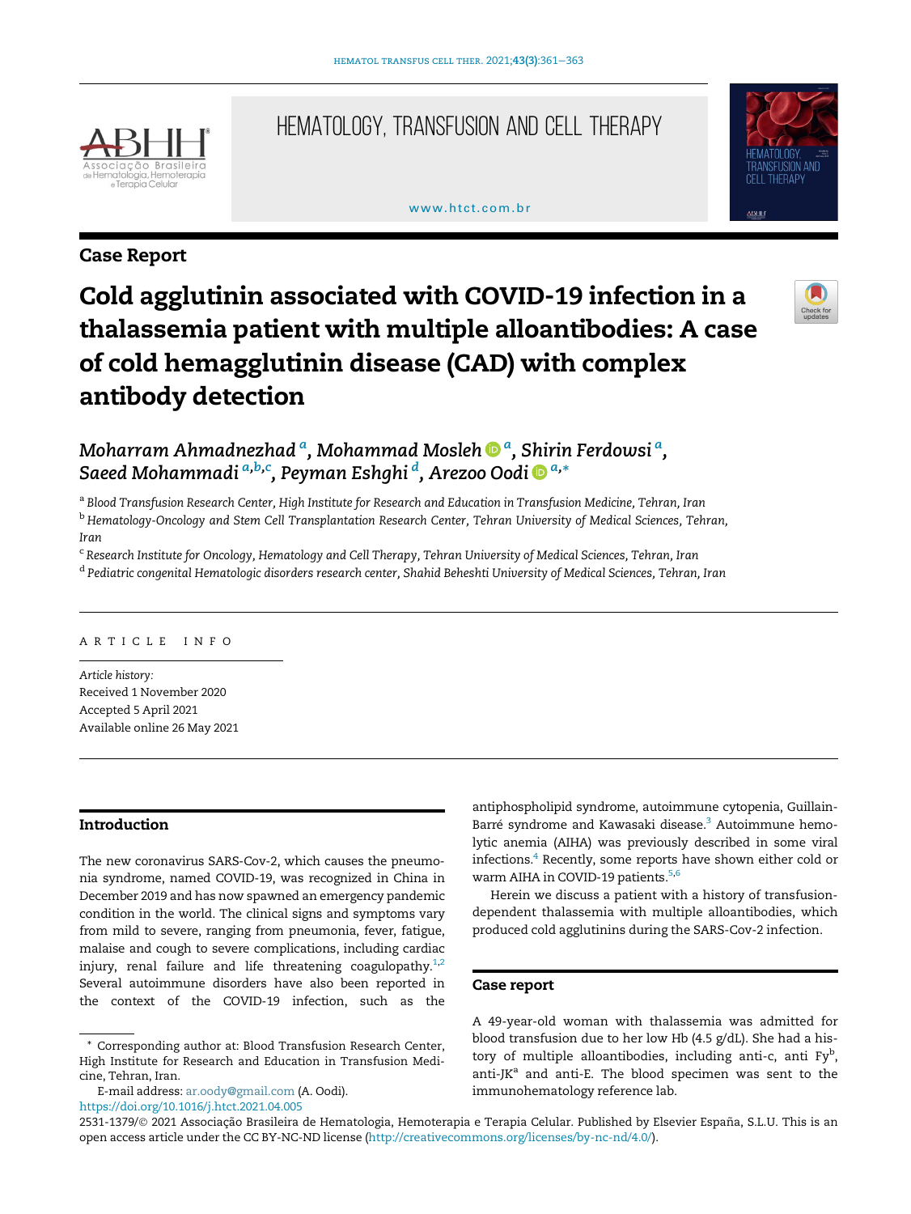Case Report

# Cold agglutinin associated with COVID-19 infection in a thalassemia patient with multiple alloantibodies: A case of cold hemagglutinin disease (CAD) with complex antibody detection

*Moharram Ahmadnezhad* [a], *Mohammad Mosleh* [a], *Shirin Ferdowsi* [a], *Saeed Mohammadi* [a,b,c], *Peyman Eshghi* [d], *Arezoo Oodi* [a,*]

[a] *Blood Transfusion Research Center, High Institute for Research and Education in Transfusion Medicine, Tehran, Iran*

[b] *Hematology-Oncology and Stem Cell Transplantation Research Center, Tehran University of Medical Sciences, Tehran, Iran*

[c] *Research Institute for Oncology, Hematology and Cell Therapy, Tehran University of Medical Sciences, Tehran, Iran*

[d] *Pediatric congenital Hematologic disorders research center, Shahid Beheshti University of Medical Sciences, Tehran, Iran*

ARTICLE INFO

*Article history:*
Received 1 November 2020
Accepted 5 April 2021
Available online 26 May 2021

## Introduction

The new coronavirus SARS-Cov-2, which causes the pneumonia syndrome, named COVID-19, was recognized in China in December 2019 and has now spawned an emergency pandemic condition in the world. The clinical signs and symptoms vary from mild to severe, ranging from pneumonia, fever, fatigue, malaise and cough to severe complications, including cardiac injury, renal failure and life threatening coagulopathy.[1,2] Several autoimmune disorders have also been reported in the context of the COVID-19 infection, such as the antiphospholipid syndrome, autoimmune cytopenia, Guillain-Barré syndrome and Kawasaki disease.[3] Autoimmune hemolytic anemia (AIHA) was previously described in some viral infections.[4] Recently, some reports have shown either cold or warm AIHA in COVID-19 patients.[5,6]

Herein we discuss a patient with a history of transfusion-dependent thalassemia with multiple alloantibodies, which produced cold agglutinins during the SARS-Cov-2 infection.

## Case report

A 49-year-old woman with thalassemia was admitted for blood transfusion due to her low Hb (4.5 g/dL). She had a history of multiple alloantibodies, including anti-c, anti Fy[b], anti-JK[a] and anti-E. The blood specimen was sent to the immunohematology reference lab.

\* Corresponding author at: Blood Transfusion Research Center, High Institute for Research and Education in Transfusion Medicine, Tehran, Iran.
E-mail address: ar.oody@gmail.com (A. Oodi).
https://doi.org/10.1016/j.htct.2021.04.005
2531-1379/© 2021 Associação Brasileira de Hematologia, Hemoterapia e Terapia Celular. Published by Elsevier España, S.L.U. This is an open access article under the CC BY-NC-ND license (http://creativecommons.org/licenses/by-nc-nd/4.0/).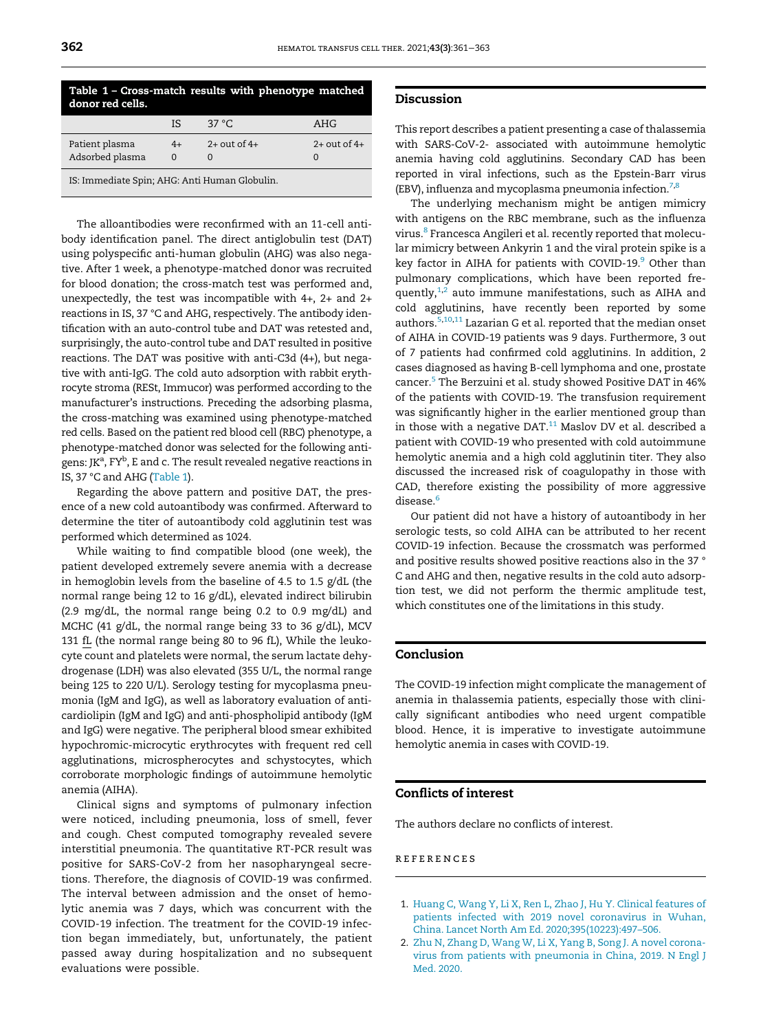**Table 1 – Cross-match results with phenotype matched donor red cells.**

| | IS | 37 °C | AHG |
|---|---|---|---|
| Patient plasma | 4+ | 2+ out of 4+ | 2+ out of 4+ |
| Adsorbed plasma | 0 | 0 | 0 |

IS: Immediate Spin; AHG: Anti Human Globulin.

The alloantibodies were reconfirmed with an 11-cell antibody identification panel. The direct antiglobulin test (DAT) using polyspecific anti-human globulin (AHG) was also negative. After 1 week, a phenotype-matched donor was recruited for blood donation; the cross-match test was performed and, unexpectedly, the test was incompatible with 4+, 2+ and 2+ reactions in IS, 37 °C and AHG, respectively. The antibody identification with an auto-control tube and DAT was retested and, surprisingly, the auto-control tube and DAT resulted in positive reactions. The DAT was positive with anti-C3d (4+), but negative with anti-IgG. The cold auto adsorption with rabbit erythrocyte stroma (RESt, Immucor) was performed according to the manufacturer's instructions. Preceding the adsorbing plasma, the cross-matching was examined using phenotype-matched red cells. Based on the patient red blood cell (RBC) phenotype, a phenotype-matched donor was selected for the following antigens: $JK^a$, $FY^b$, E and c. The result revealed negative reactions in IS, 37 °C and AHG (Table 1).

Regarding the above pattern and positive DAT, the presence of a new cold autoantibody was confirmed. Afterward to determine the titer of autoantibody cold agglutinin test was performed which determined as 1024.

While waiting to find compatible blood (one week), the patient developed extremely severe anemia with a decrease in hemoglobin levels from the baseline of 4.5 to 1.5 g/dL (the normal range being 12 to 16 g/dL), elevated indirect bilirubin (2.9 mg/dL, the normal range being 0.2 to 0.9 mg/dL) and MCHC (41 g/dL, the normal range being 33 to 36 g/dL), MCV 131 fL (the normal range being 80 to 96 fL), While the leukocyte count and platelets were normal, the serum lactate dehydrogenase (LDH) was also elevated (355 U/L, the normal range being 125 to 220 U/L). Serology testing for mycoplasma pneumonia (IgM and IgG), as well as laboratory evaluation of anticardiolipin (IgM and IgG) and anti-phospholipid antibody (IgM and IgG) were negative. The peripheral blood smear exhibited hypochromic-microcytic erythrocytes with frequent red cell agglutinations, microspherocytes and schystocytes, which corroborate morphologic findings of autoimmune hemolytic anemia (AIHA).

Clinical signs and symptoms of pulmonary infection were noticed, including pneumonia, loss of smell, fever and cough. Chest computed tomography revealed severe interstitial pneumonia. The quantitative RT-PCR result was positive for SARS-CoV-2 from her nasopharyngeal secretions. Therefore, the diagnosis of COVID-19 was confirmed. The interval between admission and the onset of hemolytic anemia was 7 days, which was concurrent with the COVID-19 infection. The treatment for the COVID-19 infection began immediately, but, unfortunately, the patient passed away during hospitalization and no subsequent evaluations were possible.

## Discussion

This report describes a patient presenting a case of thalassemia with SARS-CoV-2- associated with autoimmune hemolytic anemia having cold agglutinins. Secondary CAD has been reported in viral infections, such as the Epstein-Barr virus (EBV), influenza and mycoplasma pneumonia infection.[7,8]

The underlying mechanism might be antigen mimicry with antigens on the RBC membrane, such as the influenza virus.[8] Francesca Angileri et al. recently reported that molecular mimicry between Ankyrin 1 and the viral protein spike is a key factor in AIHA for patients with COVID-19.[9] Other than pulmonary complications, which have been reported frequently,[1,2] auto immune manifestations, such as AIHA and cold agglutinins, have recently been reported by some authors.[5,10,11] Lazarian G et al. reported that the median onset of AIHA in COVID-19 patients was 9 days. Furthermore, 3 out of 7 patients had confirmed cold agglutinins. In addition, 2 cases diagnosed as having B-cell lymphoma and one, prostate cancer.[5] The Berzuini et al. study showed Positive DAT in 46% of the patients with COVID-19. The transfusion requirement was significantly higher in the earlier mentioned group than in those with a negative DAT.[11] Maslov DV et al. described a patient with COVID-19 who presented with cold autoimmune hemolytic anemia and a high cold agglutinin titer. They also discussed the increased risk of coagulopathy in those with CAD, therefore existing the possibility of more aggressive disease.[6]

Our patient did not have a history of autoantibody in her serologic tests, so cold AIHA can be attributed to her recent COVID-19 infection. Because the crossmatch was performed and positive results showed positive reactions also in the 37 °C and AHG and then, negative results in the cold auto adsorption test, we did not perform the thermic amplitude test, which constitutes one of the limitations in this study.

## Conclusion

The COVID-19 infection might complicate the management of anemia in thalassemia patients, especially those with clinically significant antibodies who need urgent compatible blood. Hence, it is imperative to investigate autoimmune hemolytic anemia in cases with COVID-19.

## Conflicts of interest

The authors declare no conflicts of interest.

## REFERENCES

1. Huang C, Wang Y, Li X, Ren L, Zhao J, Hu Y. Clinical features of patients infected with 2019 novel coronavirus in Wuhan, China. Lancet North Am Ed. 2020;395(10223):497–506.
2. Zhu N, Zhang D, Wang W, Li X, Yang B, Song J. A novel coronavirus from patients with pneumonia in China, 2019. N Engl J Med. 2020.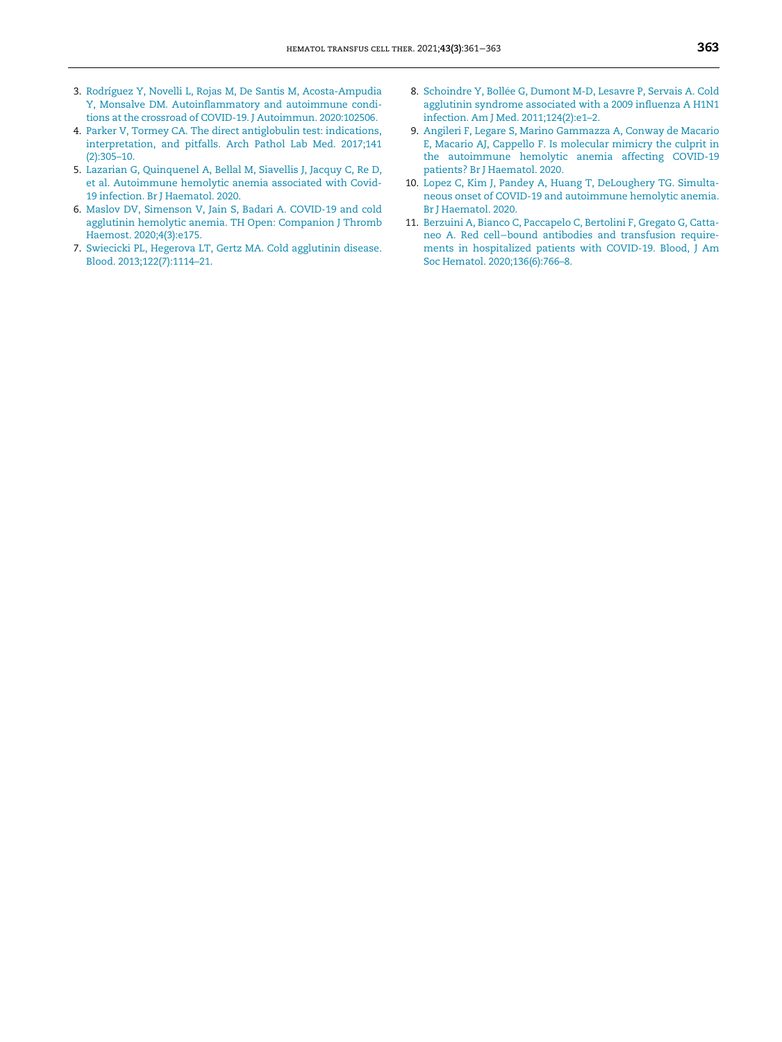3. Rodríguez Y, Novelli L, Rojas M, De Santis M, Acosta-Ampudia Y, Monsalve DM. Autoinflammatory and autoimmune conditions at the crossroad of COVID-19. J Autoimmun. 2020:102506.
4. Parker V, Tormey CA. The direct antiglobulin test: indications, interpretation, and pitfalls. Arch Pathol Lab Med. 2017;141 (2):305–10.
5. Lazarian G, Quinquenel A, Bellal M, Siavellis J, Jacquy C, Re D, et al. Autoimmune hemolytic anemia associated with Covid-19 infection. Br J Haematol. 2020.
6. Maslov DV, Simenson V, Jain S, Badari A. COVID-19 and cold agglutinin hemolytic anemia. TH Open: Companion J Thromb Haemost. 2020;4(3):e175.
7. Swiecicki PL, Hegerova LT, Gertz MA. Cold agglutinin disease. Blood. 2013;122(7):1114–21.
8. Schoindre Y, Bollée G, Dumont M-D, Lesavre P, Servais A. Cold agglutinin syndrome associated with a 2009 influenza A H1N1 infection. Am J Med. 2011;124(2):e1–2.
9. Angileri F, Legare S, Marino Gammazza A, Conway de Macario E, Macario AJ, Cappello F. Is molecular mimicry the culprit in the autoimmune hemolytic anemia affecting COVID-19 patients? Br J Haematol. 2020.
10. Lopez C, Kim J, Pandey A, Huang T, DeLoughery TG. Simultaneous onset of COVID-19 and autoimmune hemolytic anemia. Br J Haematol. 2020.
11. Berzuini A, Bianco C, Paccapelo C, Bertolini F, Gregato G, Cattaneo A. Red cell−bound antibodies and transfusion requirements in hospitalized patients with COVID-19. Blood, J Am Soc Hematol. 2020;136(6):766–8.